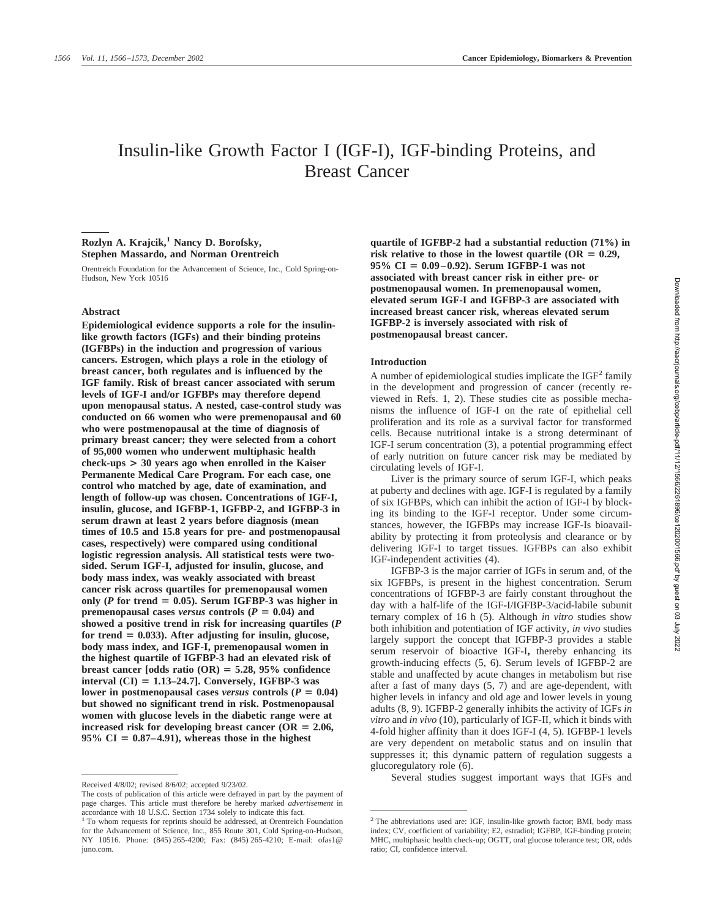# Insulin-like Growth Factor I (IGF-I), IGF-binding Proteins, and Breast Cancer

**Rozlyn A. Krajcik,[1] Nancy D. Borofsky, Stephen Massardo, and Norman Orentreich**

Orentreich Foundation for the Advancement of Science, Inc., Cold Spring-on-Hudson, New York 10516

## Abstract

**Epidemiological evidence supports a role for the insulin-like growth factors (IGFs) and their binding proteins (IGFBPs) in the induction and progression of various cancers. Estrogen, which plays a role in the etiology of breast cancer, both regulates and is influenced by the IGF family. Risk of breast cancer associated with serum levels of IGF-I and/or IGFBPs may therefore depend upon menopausal status. A nested, case-control study was conducted on 66 women who were premenopausal and 60 who were postmenopausal at the time of diagnosis of primary breast cancer; they were selected from a cohort of 95,000 women who underwent multiphasic health check-ups > 30 years ago when enrolled in the Kaiser Permanente Medical Care Program. For each case, one control who matched by age, date of examination, and length of follow-up was chosen. Concentrations of IGF-I, insulin, glucose, and IGFBP-1, IGFBP-2, and IGFBP-3 in serum drawn at least 2 years before diagnosis (mean times of 10.5 and 15.8 years for pre- and postmenopausal cases, respectively) were compared using conditional logistic regression analysis. All statistical tests were two-sided. Serum IGF-I, adjusted for insulin, glucose, and body mass index, was weakly associated with breast cancer risk across quartiles for premenopausal women only (*P* for trend = 0.05). Serum IGFBP-3 was higher in premenopausal cases *versus* controls ($P = 0.04$) and showed a positive trend in risk for increasing quartiles (*P* for trend = 0.033). After adjusting for insulin, glucose, body mass index, and IGF-I, premenopausal women in the highest quartile of IGFBP-3 had an elevated risk of breast cancer [odds ratio (OR) = 5.28, 95% confidence interval (CI) = 1.13–24.7]. Conversely, IGFBP-3 was lower in postmenopausal cases *versus* controls ($P = 0.04$) but showed no significant trend in risk. Postmenopausal women with glucose levels in the diabetic range were at increased risk for developing breast cancer (OR = 2.06, 95% CI = 0.87–4.91), whereas those in the highest quartile of IGFBP-2 had a substantial reduction (71%) in risk relative to those in the lowest quartile (OR = 0.29, 95% CI = 0.09–0.92). Serum IGFBP-1 was not associated with breast cancer risk in either pre- or postmenopausal women. In premenopausal women, elevated serum IGF-I and IGFBP-3 are associated with increased breast cancer risk, whereas elevated serum IGFBP-2 is inversely associated with risk of postmenopausal breast cancer.**

## Introduction

A number of epidemiological studies implicate the IGF[2] family in the development and progression of cancer (recently reviewed in Refs. 1, 2). These studies cite as possible mechanisms the influence of IGF-I on the rate of epithelial cell proliferation and its role as a survival factor for transformed cells. Because nutritional intake is a strong determinant of IGF-I serum concentration (3), a potential programming effect of early nutrition on future cancer risk may be mediated by circulating levels of IGF-I.

Liver is the primary source of serum IGF-I, which peaks at puberty and declines with age. IGF-I is regulated by a family of six IGFBPs, which can inhibit the action of IGF-I by blocking its binding to the IGF-I receptor. Under some circumstances, however, the IGFBPs may increase IGF-Is bioavailability by protecting it from proteolysis and clearance or by delivering IGF-I to target tissues. IGFBPs can also exhibit IGF-independent activities (4).

IGFBP-3 is the major carrier of IGFs in serum and, of the six IGFBPs, is present in the highest concentration. Serum concentrations of IGFBP-3 are fairly constant throughout the day with a half-life of the IGF-I/IGFBP-3/acid-labile subunit ternary complex of 16 h (5). Although *in vitro* studies show both inhibition and potentiation of IGF activity, *in vivo* studies largely support the concept that IGFBP-3 provides a stable serum reservoir of bioactive IGF-I**,** thereby enhancing its growth-inducing effects (5, 6). Serum levels of IGFBP-2 are stable and unaffected by acute changes in metabolism but rise after a fast of many days (5, 7) and are age-dependent, with higher levels in infancy and old age and lower levels in young adults (8, 9). IGFBP-2 generally inhibits the activity of IGFs *in vitro* and *in vivo* (10), particularly of IGF-II, which it binds with 4-fold higher affinity than it does IGF-I (4, 5). IGFBP-1 levels are very dependent on metabolic status and on insulin that suppresses it; this dynamic pattern of regulation suggests a glucoregulatory role (6).

Several studies suggest important ways that IGFs and

---

Received 4/8/02; revised 8/6/02; accepted 9/23/02.

The costs of publication of this article were defrayed in part by the payment of page charges. This article must therefore be hereby marked *advertisement* in accordance with 18 U.S.C. Section 1734 solely to indicate this fact.

[1] To whom requests for reprints should be addressed, at Orentreich Foundation for the Advancement of Science, Inc., 855 Route 301, Cold Spring-on-Hudson, NY 10516. Phone: (845) 265-4200; Fax: (845) 265-4210; E-mail: ofas1@juno.com.

[2] The abbreviations used are: IGF, insulin-like growth factor; BMI, body mass index; CV, coefficient of variability; E2, estradiol; IGFBP, IGF-binding protein; MHC, multiphasic health check-up; OGTT, oral glucose tolerance test; OR, odds ratio; CI, confidence interval.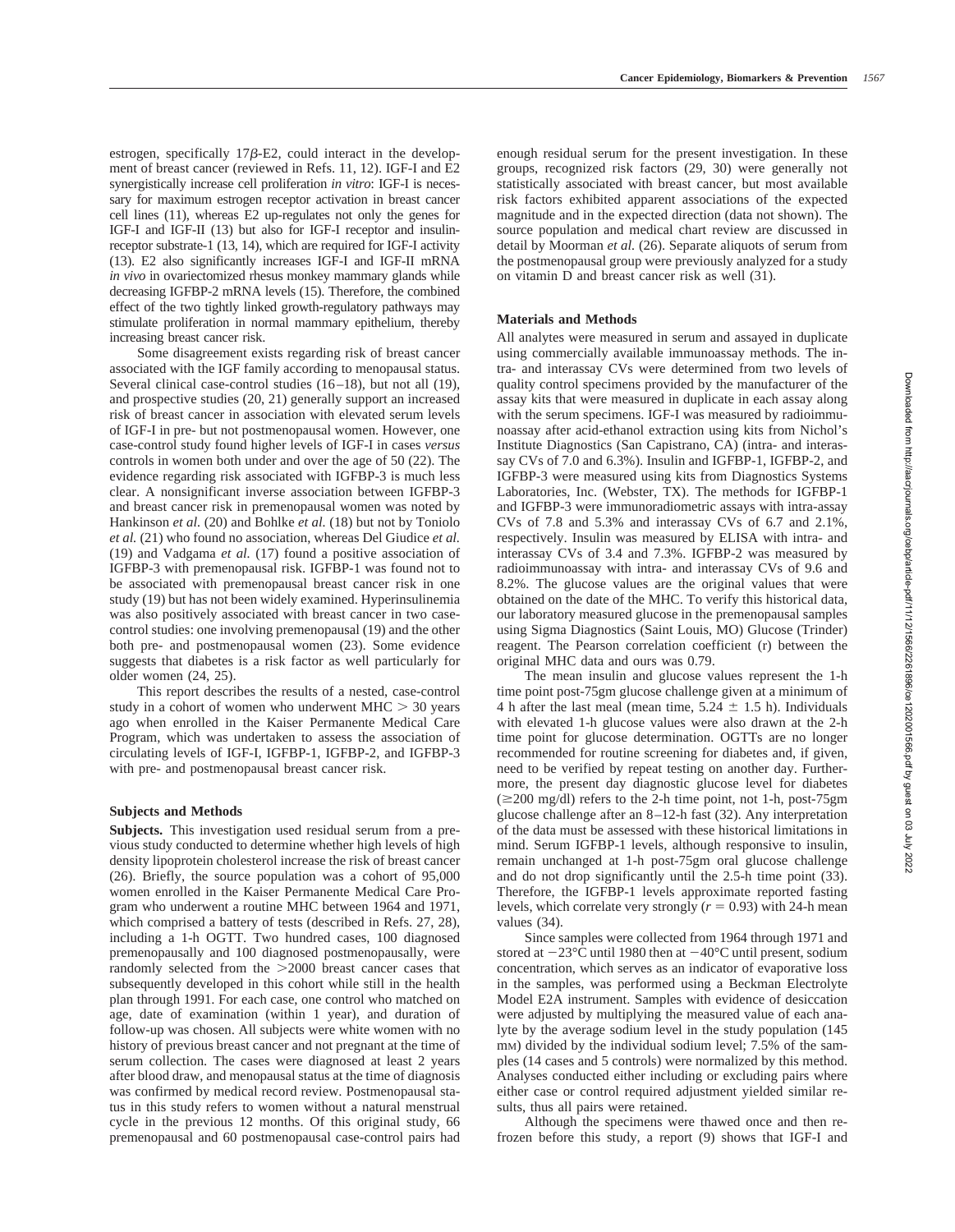estrogen, specifically 17β-E2, could interact in the development of breast cancer (reviewed in Refs. 11, 12). IGF-I and E2 synergistically increase cell proliferation *in vitro*: IGF-I is necessary for maximum estrogen receptor activation in breast cancer cell lines (11), whereas E2 up-regulates not only the genes for IGF-I and IGF-II (13) but also for IGF-I receptor and insulin-receptor substrate-1 (13, 14), which are required for IGF-I activity (13). E2 also significantly increases IGF-I and IGF-II mRNA *in vivo* in ovariectomized rhesus monkey mammary glands while decreasing IGFBP-2 mRNA levels (15). Therefore, the combined effect of the two tightly linked growth-regulatory pathways may stimulate proliferation in normal mammary epithelium, thereby increasing breast cancer risk.

Some disagreement exists regarding risk of breast cancer associated with the IGF family according to menopausal status. Several clinical case-control studies (16–18), but not all (19), and prospective studies (20, 21) generally support an increased risk of breast cancer in association with elevated serum levels of IGF-I in pre- but not postmenopausal women. However, one case-control study found higher levels of IGF-I in cases *versus* controls in women both under and over the age of 50 (22). The evidence regarding risk associated with IGFBP-3 is much less clear. A nonsignificant inverse association between IGFBP-3 and breast cancer risk in premenopausal women was noted by Hankinson *et al.* (20) and Bohlke *et al.* (18) but not by Toniolo *et al.* (21) who found no association, whereas Del Giudice *et al.* (19) and Vadgama *et al.* (17) found a positive association of IGFBP-3 with premenopausal risk. IGFBP-1 was found not to be associated with premenopausal breast cancer risk in one study (19) but has not been widely examined. Hyperinsulinemia was also positively associated with breast cancer in two case-control studies: one involving premenopausal (19) and the other both pre- and postmenopausal women (23). Some evidence suggests that diabetes is a risk factor as well particularly for older women (24, 25).

This report describes the results of a nested, case-control study in a cohort of women who underwent MHC > 30 years ago when enrolled in the Kaiser Permanente Medical Care Program, which was undertaken to assess the association of circulating levels of IGF-I, IGFBP-1, IGFBP-2, and IGFBP-3 with pre- and postmenopausal breast cancer risk.

## Subjects and Methods

**Subjects.** This investigation used residual serum from a previous study conducted to determine whether high levels of high density lipoprotein cholesterol increase the risk of breast cancer (26). Briefly, the source population was a cohort of 95,000 women enrolled in the Kaiser Permanente Medical Care Program who underwent a routine MHC between 1964 and 1971, which comprised a battery of tests (described in Refs. 27, 28), including a 1-h OGTT. Two hundred cases, 100 diagnosed premenopausally and 100 diagnosed postmenopausally, were randomly selected from the >2000 breast cancer cases that subsequently developed in this cohort while still in the health plan through 1991. For each case, one control who matched on age, date of examination (within 1 year), and duration of follow-up was chosen. All subjects were white women with no history of previous breast cancer and not pregnant at the time of serum collection. The cases were diagnosed at least 2 years after blood draw, and menopausal status at the time of diagnosis was confirmed by medical record review. Postmenopausal status in this study refers to women without a natural menstrual cycle in the previous 12 months. Of this original study, 66 premenopausal and 60 postmenopausal case-control pairs had enough residual serum for the present investigation. In these groups, recognized risk factors (29, 30) were generally not statistically associated with breast cancer, but most available risk factors exhibited apparent associations of the expected magnitude and in the expected direction (data not shown). The source population and medical chart review are discussed in detail by Moorman *et al.* (26). Separate aliquots of serum from the postmenopausal group were previously analyzed for a study on vitamin D and breast cancer risk as well (31).

## Materials and Methods

All analytes were measured in serum and assayed in duplicate using commercially available immunoassay methods. The intra- and interassay CVs were determined from two levels of quality control specimens provided by the manufacturer of the assay kits that were measured in duplicate in each assay along with the serum specimens. IGF-I was measured by radioimmunoassay after acid-ethanol extraction using kits from Nichol's Institute Diagnostics (San Capistrano, CA) (intra- and interassay CVs of 7.0 and 6.3%). Insulin and IGFBP-1, IGFBP-2, and IGFBP-3 were measured using kits from Diagnostics Systems Laboratories, Inc. (Webster, TX). The methods for IGFBP-1 and IGFBP-3 were immunoradiometric assays with intra-assay CVs of 7.8 and 5.3% and interassay CVs of 6.7 and 2.1%, respectively. Insulin was measured by ELISA with intra- and interassay CVs of 3.4 and 7.3%. IGFBP-2 was measured by radioimmunoassay with intra- and interassay CVs of 9.6 and 8.2%. The glucose values are the original values that were obtained on the date of the MHC. To verify this historical data, our laboratory measured glucose in the premenopausal samples using Sigma Diagnostics (Saint Louis, MO) Glucose (Trinder) reagent. The Pearson correlation coefficient (r) between the original MHC data and ours was 0.79.

The mean insulin and glucose values represent the 1-h time point post-75gm glucose challenge given at a minimum of 4 h after the last meal (mean time, 5.24 ± 1.5 h). Individuals with elevated 1-h glucose values were also drawn at the 2-h time point for glucose determination. OGTTs are no longer recommended for routine screening for diabetes and, if given, need to be verified by repeat testing on another day. Furthermore, the present day diagnostic glucose level for diabetes (≥200 mg/dl) refers to the 2-h time point, not 1-h, post-75gm glucose challenge after an 8–12-h fast (32). Any interpretation of the data must be assessed with these historical limitations in mind. Serum IGFBP-1 levels, although responsive to insulin, remain unchanged at 1-h post-75gm oral glucose challenge and do not drop significantly until the 2.5-h time point (33). Therefore, the IGFBP-1 levels approximate reported fasting levels, which correlate very strongly ($r = 0.93$) with 24-h mean values (34).

Since samples were collected from 1964 through 1971 and stored at −23°C until 1980 then at −40°C until present, sodium concentration, which serves as an indicator of evaporative loss in the samples, was performed using a Beckman Electrolyte Model E2A instrument. Samples with evidence of desiccation were adjusted by multiplying the measured value of each analyte by the average sodium level in the study population (145 mM) divided by the individual sodium level; 7.5% of the samples (14 cases and 5 controls) were normalized by this method. Analyses conducted either including or excluding pairs where either case or control required adjustment yielded similar results, thus all pairs were retained.

Although the specimens were thawed once and then refrozen before this study, a report (9) shows that IGF-I and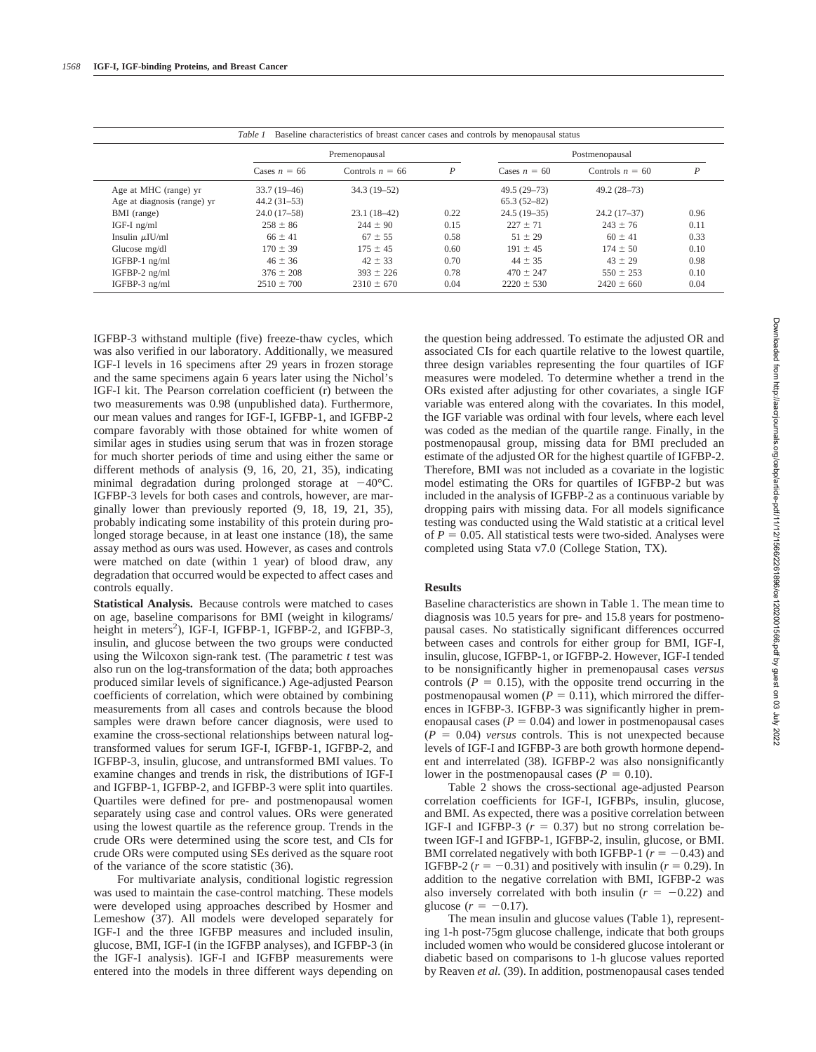*Table 1* Baseline characteristics of breast cancer cases and controls by menopausal status

| | Premenopausal | | | Postmenopausal | | |
|---|---|---|---|---|---|---|
| | Cases $n$ = 66 | Controls $n$ = 66 | $P$ | Cases $n$ = 60 | Controls $n$ = 60 | $P$ |
| Age at MHC (range) yr | 33.7 (19–46) | 34.3 (19–52) | | 49.5 (29–73) | 49.2 (28–73) | |
| Age at diagnosis (range) yr | 44.2 (31–53) | | | 65.3 (52–82) | | |
| BMI (range) | 24.0 (17–58) | 23.1 (18–42) | 0.22 | 24.5 (19–35) | 24.2 (17–37) | 0.96 |
| IGF-I ng/ml | 258 ± 86 | 244 ± 90 | 0.15 | 227 ± 71 | 243 ± 76 | 0.11 |
| Insulin μIU/ml | 66 ± 41 | 67 ± 55 | 0.58 | 51 ± 29 | 60 ± 41 | 0.33 |
| Glucose mg/dl | 170 ± 39 | 175 ± 45 | 0.60 | 191 ± 45 | 174 ± 50 | 0.10 |
| IGFBP-1 ng/ml | 46 ± 36 | 42 ± 33 | 0.70 | 44 ± 35 | 43 ± 29 | 0.98 |
| IGFBP-2 ng/ml | 376 ± 208 | 393 ± 226 | 0.78 | 470 ± 247 | 550 ± 253 | 0.10 |
| IGFBP-3 ng/ml | 2510 ± 700 | 2310 ± 670 | 0.04 | 2220 ± 530 | 2420 ± 660 | 0.04 |

IGFBP-3 withstand multiple (five) freeze-thaw cycles, which was also verified in our laboratory. Additionally, we measured IGF-I levels in 16 specimens after 29 years in frozen storage and the same specimens again 6 years later using the Nichol's IGF-I kit. The Pearson correlation coefficient (r) between the two measurements was 0.98 (unpublished data). Furthermore, our mean values and ranges for IGF-I, IGFBP-1, and IGFBP-2 compare favorably with those obtained for white women of similar ages in studies using serum that was in frozen storage for much shorter periods of time and using either the same or different methods of analysis (9, 16, 20, 21, 35), indicating minimal degradation during prolonged storage at −40°C. IGFBP-3 levels for both cases and controls, however, are marginally lower than previously reported (9, 18, 19, 21, 35), probably indicating some instability of this protein during prolonged storage because, in at least one instance (18), the same assay method as ours was used. However, as cases and controls were matched on date (within 1 year) of blood draw, any degradation that occurred would be expected to affect cases and controls equally.

**Statistical Analysis.** Because controls were matched to cases on age, baseline comparisons for BMI (weight in kilograms/height in meters$^2$), IGF-I, IGFBP-1, IGFBP-2, and IGFBP-3, insulin, and glucose between the two groups were conducted using the Wilcoxon sign-rank test. (The parametric *t* test was also run on the log-transformation of the data; both approaches produced similar levels of significance.) Age-adjusted Pearson coefficients of correlation, which were obtained by combining measurements from all cases and controls because the blood samples were drawn before cancer diagnosis, were used to examine the cross-sectional relationships between natural log-transformed values for serum IGF-I, IGFBP-1, IGFBP-2, and IGFBP-3, insulin, glucose, and untransformed BMI values. To examine changes and trends in risk, the distributions of IGF-I and IGFBP-1, IGFBP-2, and IGFBP-3 were split into quartiles. Quartiles were defined for pre- and postmenopausal women separately using case and control values. ORs were generated using the lowest quartile as the reference group. Trends in the crude ORs were determined using the score test, and CIs for crude ORs were computed using SEs derived as the square root of the variance of the score statistic (36).

For multivariate analysis, conditional logistic regression was used to maintain the case-control matching. These models were developed using approaches described by Hosmer and Lemeshow (37). All models were developed separately for IGF-I and the three IGFBP measures and included insulin, glucose, BMI, IGF-I (in the IGFBP analyses), and IGFBP-3 (in the IGF-I analysis). IGF-I and IGFBP measurements were entered into the models in three different ways depending on the question being addressed. To estimate the adjusted OR and associated CIs for each quartile relative to the lowest quartile, three design variables representing the four quartiles of IGF measures were modeled. To determine whether a trend in the ORs existed after adjusting for other covariates, a single IGF variable was entered along with the covariates. In this model, the IGF variable was ordinal with four levels, where each level was coded as the median of the quartile range. Finally, in the postmenopausal group, missing data for BMI precluded an estimate of the adjusted OR for the highest quartile of IGFBP-2. Therefore, BMI was not included as a covariate in the logistic model estimating the ORs for quartiles of IGFBP-2 but was included in the analysis of IGFBP-2 as a continuous variable by dropping pairs with missing data. For all models significance testing was conducted using the Wald statistic at a critical level of $P = 0.05$. All statistical tests were two-sided. Analyses were completed using Stata v7.0 (College Station, TX).

## Results

Baseline characteristics are shown in Table 1. The mean time to diagnosis was 10.5 years for pre- and 15.8 years for postmenopausal cases. No statistically significant differences occurred between cases and controls for either group for BMI, IGF-I, insulin, glucose, IGFBP-1, or IGFBP-2. However, IGF-I tended to be nonsignificantly higher in premenopausal cases *versus* controls ($P = 0.15$), with the opposite trend occurring in the postmenopausal women ($P = 0.11$), which mirrored the differences in IGFBP-3. IGFBP-3 was significantly higher in premenopausal cases ($P = 0.04$) and lower in postmenopausal cases ($P = 0.04$) *versus* controls. This is not unexpected because levels of IGF-I and IGFBP-3 are both growth hormone dependent and interrelated (38). IGFBP-2 was also nonsignificantly lower in the postmenopausal cases ($P = 0.10$).

Table 2 shows the cross-sectional age-adjusted Pearson correlation coefficients for IGF-I, IGFBPs, insulin, glucose, and BMI. As expected, there was a positive correlation between IGF-I and IGFBP-3 ($r = 0.37$) but no strong correlation between IGF-I and IGFBP-1, IGFBP-2, insulin, glucose, or BMI. BMI correlated negatively with both IGFBP-1 ($r = -0.43$) and IGFBP-2 ($r = -0.31$) and positively with insulin ($r = 0.29$). In addition to the negative correlation with BMI, IGFBP-2 was also inversely correlated with both insulin ($r = -0.22$) and glucose ($r = -0.17$).

The mean insulin and glucose values (Table 1), representing 1-h post-75gm glucose challenge, indicate that both groups included women who would be considered glucose intolerant or diabetic based on comparisons to 1-h glucose values reported by Reaven *et al.* (39). In addition, postmenopausal cases tended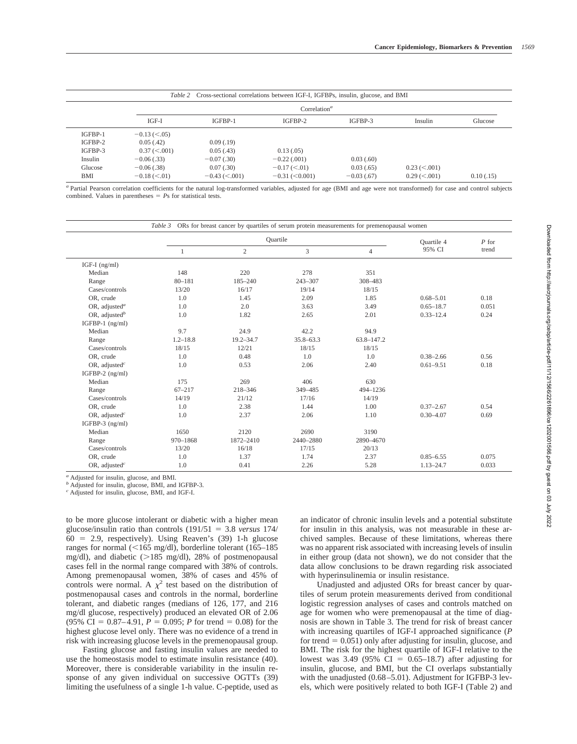*Table 2* Cross-sectional correlations between IGF-I, IGFBPs, insulin, glucose, and BMI

| | Correlation[a] | | | | | |
|---|---|---|---|---|---|---|
| | IGF-I | IGFBP-1 | IGFBP-2 | IGFBP-3 | Insulin | Glucose |
| IGFBP-1 | −0.13 (<.05) | | | | | |
| IGFBP-2 | 0.05 (.42) | 0.09 (.19) | | | | |
| IGFBP-3 | 0.37 (<.001) | 0.05 (.43) | 0.13 (.05) | | | |
| Insulin | −0.06 (.33) | −0.07 (.30) | −0.22 (.001) | 0.03 (.60) | | |
| Glucose | −0.06 (.38) | 0.07 (.30) | −0.17 (<.01) | 0.03 (.65) | 0.23 (<.001) | |
| BMI | −0.18 (<.01) | −0.43 (<.001) | −0.31 (<0.001) | −0.03 (.67) | 0.29 (<.001) | 0.10 (.15) |

[a] Partial Pearson correlation coefficients for the natural log-transformed variables, adjusted for age (BMI and age were not transformed) for case and control subjects combined. Values in parentheses = *P*s for statistical tests.

*Table 3* ORs for breast cancer by quartiles of serum protein measurements for premenopausal women

| | Quartile | | | | Quartile 4 | *P* for |
|---|---|---|---|---|---|---|
| | 1 | 2 | 3 | 4 | 95% CI | trend |
| IGF-I (ng/ml) | | | | | | |
| Median | 148 | 220 | 278 | 351 | | |
| Range | 80–181 | 185–240 | 243–307 | 308–483 | | |
| Cases/controls | 13/20 | 16/17 | 19/14 | 18/15 | | |
| OR, crude | 1.0 | 1.45 | 2.09 | 1.85 | 0.68–5.01 | 0.18 |
| OR, adjusted[a] | 1.0 | 2.0 | 3.63 | 3.49 | 0.65–18.7 | 0.051 |
| OR, adjusted[b] | 1.0 | 1.82 | 2.65 | 2.01 | 0.33–12.4 | 0.24 |
| IGFBP-1 (ng/ml) | | | | | | |
| Median | 9.7 | 24.9 | 42.2 | 94.9 | | |
| Range | 1.2–18.8 | 19.2–34.7 | 35.8–63.3 | 63.8–147.2 | | |
| Cases/controls | 18/15 | 12/21 | 18/15 | 18/15 | | |
| OR, crude | 1.0 | 0.48 | 1.0 | 1.0 | 0.38–2.66 | 0.56 |
| OR, adjusted[c] | 1.0 | 0.53 | 2.06 | 2.40 | 0.61–9.51 | 0.18 |
| IGFBP-2 (ng/ml) | | | | | | |
| Median | 175 | 269 | 406 | 630 | | |
| Range | 67–217 | 218–346 | 349–485 | 494–1236 | | |
| Cases/controls | 14/19 | 21/12 | 17/16 | 14/19 | | |
| OR, crude | 1.0 | 2.38 | 1.44 | 1.00 | 0.37–2.67 | 0.54 |
| OR, adjusted[c] | 1.0 | 2.37 | 2.06 | 1.10 | 0.30–4.07 | 0.69 |
| IGFBP-3 (ng/ml) | | | | | | |
| Median | 1650 | 2120 | 2690 | 3190 | | |
| Range | 970–1868 | 1872–2410 | 2440–2880 | 2890–4670 | | |
| Cases/controls | 13/20 | 16/18 | 17/15 | 20/13 | | |
| OR, crude | 1.0 | 1.37 | 1.74 | 2.37 | 0.85–6.55 | 0.075 |
| OR, adjusted[c] | 1.0 | 0.41 | 2.26 | 5.28 | 1.13–24.7 | 0.033 |

[a] Adjusted for insulin, glucose, and BMI.
[b] Adjusted for insulin, glucose, BMI, and IGFBP-3.
[c] Adjusted for insulin, glucose, BMI, and IGF-I.

to be more glucose intolerant or diabetic with a higher mean glucose/insulin ratio than controls (191/51 = 3.8 *versus* 174/60 = 2.9, respectively). Using Reaven's (39) 1-h glucose ranges for normal (<165 mg/dl), borderline tolerant (165–185 mg/dl), and diabetic (>185 mg/dl), 28% of postmenopausal cases fell in the normal range compared with 38% of controls. Among premenopausal women, 38% of cases and 45% of controls were normal. A $\chi^2$ test based on the distribution of postmenopausal cases and controls in the normal, borderline tolerant, and diabetic ranges (medians of 126, 177, and 216 mg/dl glucose, respectively) produced an elevated OR of 2.06 (95% CI = 0.87–4.91, $P = 0.095$; $P$ for trend = 0.08) for the highest glucose level only. There was no evidence of a trend in risk with increasing glucose levels in the premenopausal group.

Fasting glucose and fasting insulin values are needed to use the homeostasis model to estimate insulin resistance (40). Moreover, there is considerable variability in the insulin response of any given individual on successive OGTTs (39) limiting the usefulness of a single 1-h value. C-peptide, used as an indicator of chronic insulin levels and a potential substitute for insulin in this analysis, was not measurable in these archived samples. Because of these limitations, whereas there was no apparent risk associated with increasing levels of insulin in either group (data not shown), we do not consider that the data allow conclusions to be drawn regarding risk associated with hyperinsulinemia or insulin resistance.

Unadjusted and adjusted ORs for breast cancer by quartiles of serum protein measurements derived from conditional logistic regression analyses of cases and controls matched on age for women who were premenopausal at the time of diagnosis are shown in Table 3. The trend for risk of breast cancer with increasing quartiles of IGF-I approached significance ($P$ for trend = 0.051) only after adjusting for insulin, glucose, and BMI. The risk for the highest quartile of IGF-I relative to the lowest was 3.49 (95% CI = 0.65–18.7) after adjusting for insulin, glucose, and BMI, but the CI overlaps substantially with the unadjusted (0.68–5.01). Adjustment for IGFBP-3 levels, which were positively related to both IGF-I (Table 2) and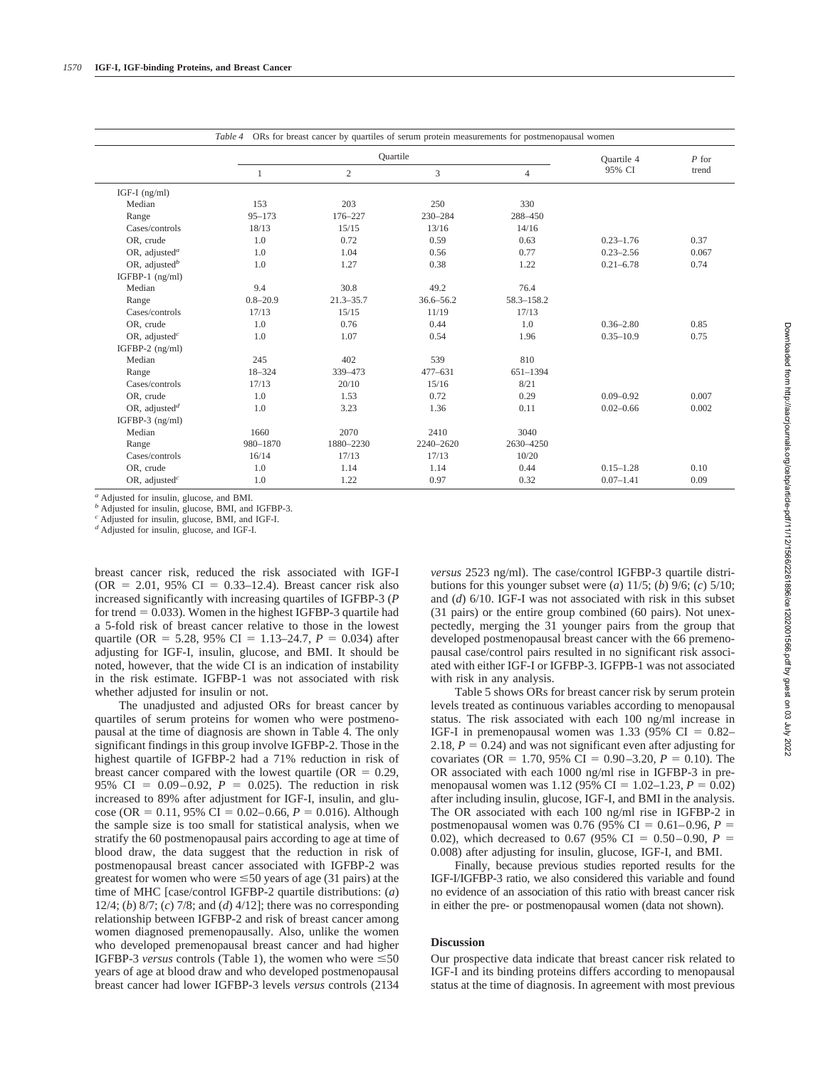*Table 4* ORs for breast cancer by quartiles of serum protein measurements for postmenopausal women

| | Quartile | | | | Quartile 4 95% CI | $P$ for trend |
|---|---|---|---|---|---|---|
| | 1 | 2 | 3 | 4 | | |
| IGF-I (ng/ml) | | | | | | |
| Median | 153 | 203 | 250 | 330 | | |
| Range | 95–173 | 176–227 | 230–284 | 288–450 | | |
| Cases/controls | 18/13 | 15/15 | 13/16 | 14/16 | | |
| OR, crude | 1.0 | 0.72 | 0.59 | 0.63 | 0.23–1.76 | 0.37 |
| OR, adjusted[a] | 1.0 | 1.04 | 0.56 | 0.77 | 0.23–2.56 | 0.067 |
| OR, adjusted[b] | 1.0 | 1.27 | 0.38 | 1.22 | 0.21–6.78 | 0.74 |
| IGFBP-1 (ng/ml) | | | | | | |
| Median | 9.4 | 30.8 | 49.2 | 76.4 | | |
| Range | 0.8–20.9 | 21.3–35.7 | 36.6–56.2 | 58.3–158.2 | | |
| Cases/controls | 17/13 | 15/15 | 11/19 | 17/13 | | |
| OR, crude | 1.0 | 0.76 | 0.44 | 1.0 | 0.36–2.80 | 0.85 |
| OR, adjusted[c] | 1.0 | 1.07 | 0.54 | 1.96 | 0.35–10.9 | 0.75 |
| IGFBP-2 (ng/ml) | | | | | | |
| Median | 245 | 402 | 539 | 810 | | |
| Range | 18–324 | 339–473 | 477–631 | 651–1394 | | |
| Cases/controls | 17/13 | 20/10 | 15/16 | 8/21 | | |
| OR, crude | 1.0 | 1.53 | 0.72 | 0.29 | 0.09–0.92 | 0.007 |
| OR, adjusted[d] | 1.0 | 3.23 | 1.36 | 0.11 | 0.02–0.66 | 0.002 |
| IGFBP-3 (ng/ml) | | | | | | |
| Median | 1660 | 2070 | 2410 | 3040 | | |
| Range | 980–1870 | 1880–2230 | 2240–2620 | 2630–4250 | | |
| Cases/controls | 16/14 | 17/13 | 17/13 | 10/20 | | |
| OR, crude | 1.0 | 1.14 | 1.14 | 0.44 | 0.15–1.28 | 0.10 |
| OR, adjusted[c] | 1.0 | 1.22 | 0.97 | 0.32 | 0.07–1.41 | 0.09 |

[a] Adjusted for insulin, glucose, and BMI.
[b] Adjusted for insulin, glucose, BMI, and IGFBP-3.
[c] Adjusted for insulin, glucose, BMI, and IGF-I.
[d] Adjusted for insulin, glucose, and IGF-I.

breast cancer risk, reduced the risk associated with IGF-I (OR = 2.01, 95% CI = 0.33–12.4). Breast cancer risk also increased significantly with increasing quartiles of IGFBP-3 ($P$ for trend = 0.033). Women in the highest IGFBP-3 quartile had a 5-fold risk of breast cancer relative to those in the lowest quartile (OR = 5.28, 95% CI = 1.13–24.7, $P$ = 0.034) after adjusting for IGF-I, insulin, glucose, and BMI. It should be noted, however, that the wide CI is an indication of instability in the risk estimate. IGFBP-1 was not associated with risk whether adjusted for insulin or not.

The unadjusted and adjusted ORs for breast cancer by quartiles of serum proteins for women who were postmenopausal at the time of diagnosis are shown in Table 4. The only significant findings in this group involve IGFBP-2. Those in the highest quartile of IGFBP-2 had a 71% reduction in risk of breast cancer compared with the lowest quartile (OR = 0.29, 95% CI = 0.09–0.92, $P$ = 0.025). The reduction in risk increased to 89% after adjustment for IGF-I, insulin, and glucose (OR = 0.11, 95% CI = 0.02–0.66, $P$ = 0.016). Although the sample size is too small for statistical analysis, when we stratify the 60 postmenopausal pairs according to age at time of blood draw, the data suggest that the reduction in risk of postmenopausal breast cancer associated with IGFBP-2 was greatest for women who were ≤50 years of age (31 pairs) at the time of MHC [case/control IGFBP-2 quartile distributions: (*a*) 12/4; (*b*) 8/7; (*c*) 7/8; and (*d*) 4/12]; there was no corresponding relationship between IGFBP-2 and risk of breast cancer among women diagnosed premenopausally. Also, unlike the women who developed premenopausal breast cancer and had higher IGFBP-3 *versus* controls (Table 1), the women who were ≤50 years of age at blood draw and who developed postmenopausal breast cancer had lower IGFBP-3 levels *versus* controls (2134 *versus* 2523 ng/ml). The case/control IGFBP-3 quartile distributions for this younger subset were (*a*) 11/5; (*b*) 9/6; (*c*) 5/10; and (*d*) 6/10. IGF-I was not associated with risk in this subset (31 pairs) or the entire group combined (60 pairs). Not unexpectedly, merging the 31 younger pairs from the group that developed postmenopausal breast cancer with the 66 premenopausal case/control pairs resulted in no significant risk associated with either IGF-I or IGFBP-3. IGFPB-1 was not associated with risk in any analysis.

Table 5 shows ORs for breast cancer risk by serum protein levels treated as continuous variables according to menopausal status. The risk associated with each 100 ng/ml increase in IGF-I in premenopausal women was 1.33 (95% CI = 0.82–2.18, $P$ = 0.24) and was not significant even after adjusting for covariates (OR = 1.70, 95% CI = 0.90–3.20, $P$ = 0.10). The OR associated with each 1000 ng/ml rise in IGFBP-3 in premenopausal women was 1.12 (95% CI = 1.02–1.23, $P$ = 0.02) after including insulin, glucose, IGF-I, and BMI in the analysis. The OR associated with each 100 ng/ml rise in IGFBP-2 in postmenopausal women was 0.76 (95% CI = 0.61–0.96, $P$ = 0.02), which decreased to 0.67 (95% CI = 0.50–0.90, $P$ = 0.008) after adjusting for insulin, glucose, IGF-I, and BMI.

Finally, because previous studies reported results for the IGF-I/IGFBP-3 ratio, we also considered this variable and found no evidence of an association of this ratio with breast cancer risk in either the pre- or postmenopausal women (data not shown).

## Discussion

Our prospective data indicate that breast cancer risk related to IGF-I and its binding proteins differs according to menopausal status at the time of diagnosis. In agreement with most previous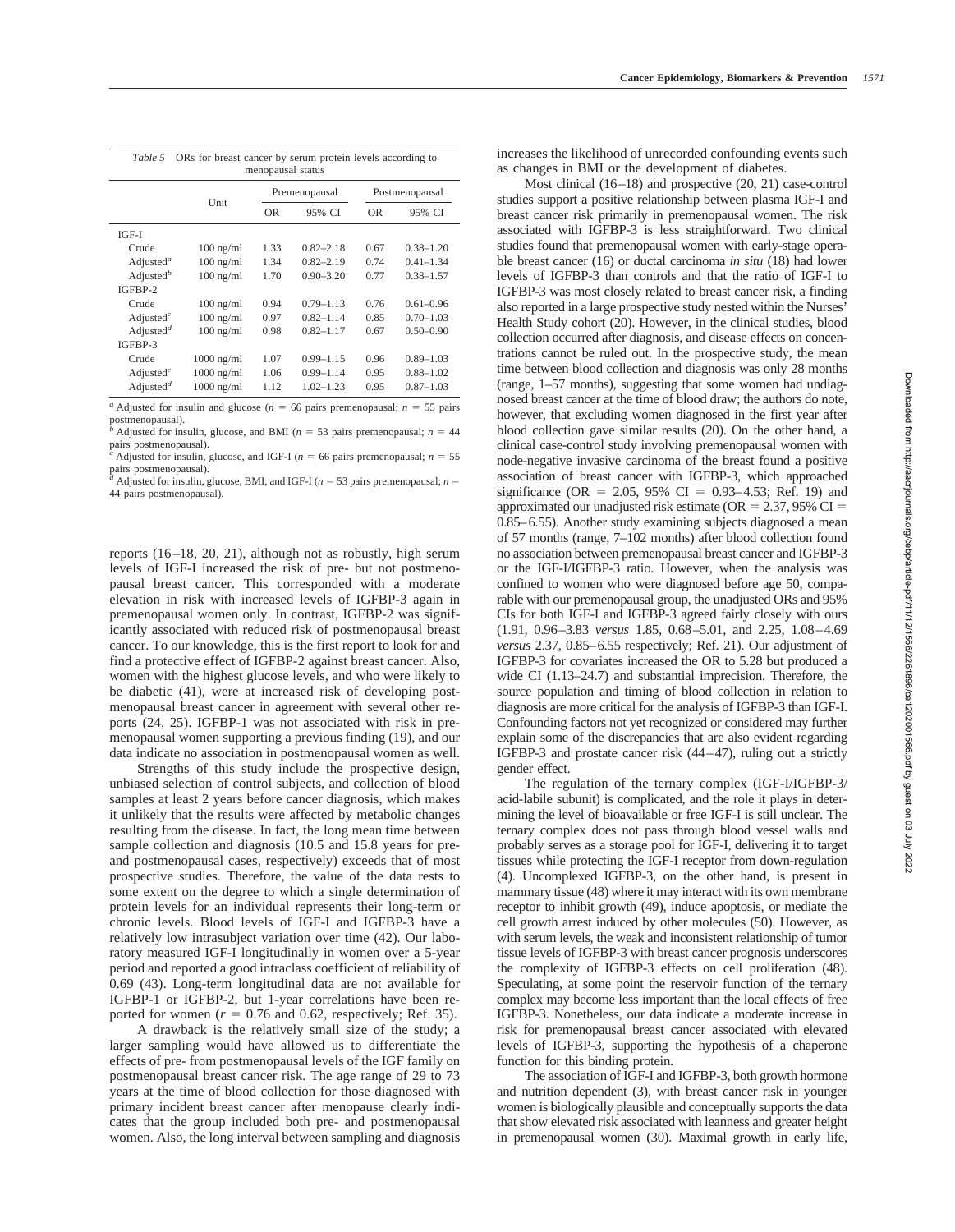*Table 5* ORs for breast cancer by serum protein levels according to menopausal status

| | Unit | Premenopausal | | Postmenopausal | |
|---|---|---|---|---|---|
| | | OR | 95% CI | OR | 95% CI |
| IGF-I | | | | | |
| Crude | 100 ng/ml | 1.33 | 0.82–2.18 | 0.67 | 0.38–1.20 |
| Adjusted[a] | 100 ng/ml | 1.34 | 0.82–2.19 | 0.74 | 0.41–1.34 |
| Adjusted[b] | 100 ng/ml | 1.70 | 0.90–3.20 | 0.77 | 0.38–1.57 |
| IGFBP-2 | | | | | |
| Crude | 100 ng/ml | 0.94 | 0.79–1.13 | 0.76 | 0.61–0.96 |
| Adjusted[c] | 100 ng/ml | 0.97 | 0.82–1.14 | 0.85 | 0.70–1.03 |
| Adjusted[d] | 100 ng/ml | 0.98 | 0.82–1.17 | 0.67 | 0.50–0.90 |
| IGFBP-3 | | | | | |
| Crude | 1000 ng/ml | 1.07 | 0.99–1.15 | 0.96 | 0.89–1.03 |
| Adjusted[c] | 1000 ng/ml | 1.06 | 0.99–1.14 | 0.95 | 0.88–1.02 |
| Adjusted[d] | 1000 ng/ml | 1.12 | 1.02–1.23 | 0.95 | 0.87–1.03 |

[a] Adjusted for insulin and glucose ($n = 66$ pairs premenopausal; $n = 55$ pairs postmenopausal).
[b] Adjusted for insulin, glucose, and BMI ($n = 53$ pairs premenopausal; $n = 44$ pairs postmenopausal).
[c] Adjusted for insulin, glucose, and IGF-I ($n = 66$ pairs premenopausal; $n = 55$ pairs postmenopausal).
[d] Adjusted for insulin, glucose, BMI, and IGF-I ($n = 53$ pairs premenopausal; $n = 44$ pairs postmenopausal).

reports (16–18, 20, 21), although not as robustly, high serum levels of IGF-I increased the risk of pre- but not postmenopausal breast cancer. This corresponded with a moderate elevation in risk with increased levels of IGFBP-3 again in premenopausal women only. In contrast, IGFBP-2 was significantly associated with reduced risk of postmenopausal breast cancer. To our knowledge, this is the first report to look for and find a protective effect of IGFBP-2 against breast cancer. Also, women with the highest glucose levels, and who were likely to be diabetic (41), were at increased risk of developing postmenopausal breast cancer in agreement with several other reports (24, 25). IGFBP-1 was not associated with risk in premenopausal women supporting a previous finding (19), and our data indicate no association in postmenopausal women as well.

Strengths of this study include the prospective design, unbiased selection of control subjects, and collection of blood samples at least 2 years before cancer diagnosis, which makes it unlikely that the results were affected by metabolic changes resulting from the disease. In fact, the long mean time between sample collection and diagnosis (10.5 and 15.8 years for pre- and postmenopausal cases, respectively) exceeds that of most prospective studies. Therefore, the value of the data rests to some extent on the degree to which a single determination of protein levels for an individual represents their long-term or chronic levels. Blood levels of IGF-I and IGFBP-3 have a relatively low intrasubject variation over time (42). Our laboratory measured IGF-I longitudinally in women over a 5-year period and reported a good intraclass coefficient of reliability of 0.69 (43). Long-term longitudinal data are not available for IGFBP-1 or IGFBP-2, but 1-year correlations have been reported for women ($r = 0.76$ and 0.62, respectively; Ref. 35).

A drawback is the relatively small size of the study; a larger sampling would have allowed us to differentiate the effects of pre- from postmenopausal levels of the IGF family on postmenopausal breast cancer risk. The age range of 29 to 73 years at the time of blood collection for those diagnosed with primary incident breast cancer after menopause clearly indicates that the group included both pre- and postmenopausal women. Also, the long interval between sampling and diagnosis increases the likelihood of unrecorded confounding events such as changes in BMI or the development of diabetes.

Most clinical (16–18) and prospective (20, 21) case-control studies support a positive relationship between plasma IGF-I and breast cancer risk primarily in premenopausal women. The risk associated with IGFBP-3 is less straightforward. Two clinical studies found that premenopausal women with early-stage operable breast cancer (16) or ductal carcinoma *in situ* (18) had lower levels of IGFBP-3 than controls and that the ratio of IGF-I to IGFBP-3 was most closely related to breast cancer risk, a finding also reported in a large prospective study nested within the Nurses' Health Study cohort (20). However, in the clinical studies, blood collection occurred after diagnosis, and disease effects on concentrations cannot be ruled out. In the prospective study, the mean time between blood collection and diagnosis was only 28 months (range, 1–57 months), suggesting that some women had undiagnosed breast cancer at the time of blood draw; the authors do note, however, that excluding women diagnosed in the first year after blood collection gave similar results (20). On the other hand, a clinical case-control study involving premenopausal women with node-negative invasive carcinoma of the breast found a positive association of breast cancer with IGFBP-3, which approached significance (OR = 2.05, 95% CI = 0.93–4.53; Ref. 19) and approximated our unadjusted risk estimate (OR = 2.37, 95% CI = 0.85–6.55). Another study examining subjects diagnosed a mean of 57 months (range, 7–102 months) after blood collection found no association between premenopausal breast cancer and IGFBP-3 or the IGF-I/IGFBP-3 ratio. However, when the analysis was confined to women who were diagnosed before age 50, comparable with our premenopausal group, the unadjusted ORs and 95% CIs for both IGF-I and IGFBP-3 agreed fairly closely with ours (1.91, 0.96–3.83 *versus* 1.85, 0.68–5.01, and 2.25, 1.08–4.69 *versus* 2.37, 0.85–6.55 respectively; Ref. 21). Our adjustment of IGFBP-3 for covariates increased the OR to 5.28 but produced a wide CI (1.13–24.7) and substantial imprecision. Therefore, the source population and timing of blood collection in relation to diagnosis are more critical for the analysis of IGFBP-3 than IGF-I. Confounding factors not yet recognized or considered may further explain some of the discrepancies that are also evident regarding IGFBP-3 and prostate cancer risk (44–47), ruling out a strictly gender effect.

The regulation of the ternary complex (IGF-I/IGFBP-3/acid-labile subunit) is complicated, and the role it plays in determining the level of bioavailable or free IGF-I is still unclear. The ternary complex does not pass through blood vessel walls and probably serves as a storage pool for IGF-I, delivering it to target tissues while protecting the IGF-I receptor from down-regulation (4). Uncomplexed IGFBP-3, on the other hand, is present in mammary tissue (48) where it may interact with its own membrane receptor to inhibit growth (49), induce apoptosis, or mediate the cell growth arrest induced by other molecules (50). However, as with serum levels, the weak and inconsistent relationship of tumor tissue levels of IGFBP-3 with breast cancer prognosis underscores the complexity of IGFBP-3 effects on cell proliferation (48). Speculating, at some point the reservoir function of the ternary complex may become less important than the local effects of free IGFBP-3. Nonetheless, our data indicate a moderate increase in risk for premenopausal breast cancer associated with elevated levels of IGFBP-3, supporting the hypothesis of a chaperone function for this binding protein.

The association of IGF-I and IGFBP-3, both growth hormone and nutrition dependent (3), with breast cancer risk in younger women is biologically plausible and conceptually supports the data that show elevated risk associated with leanness and greater height in premenopausal women (30). Maximal growth in early life,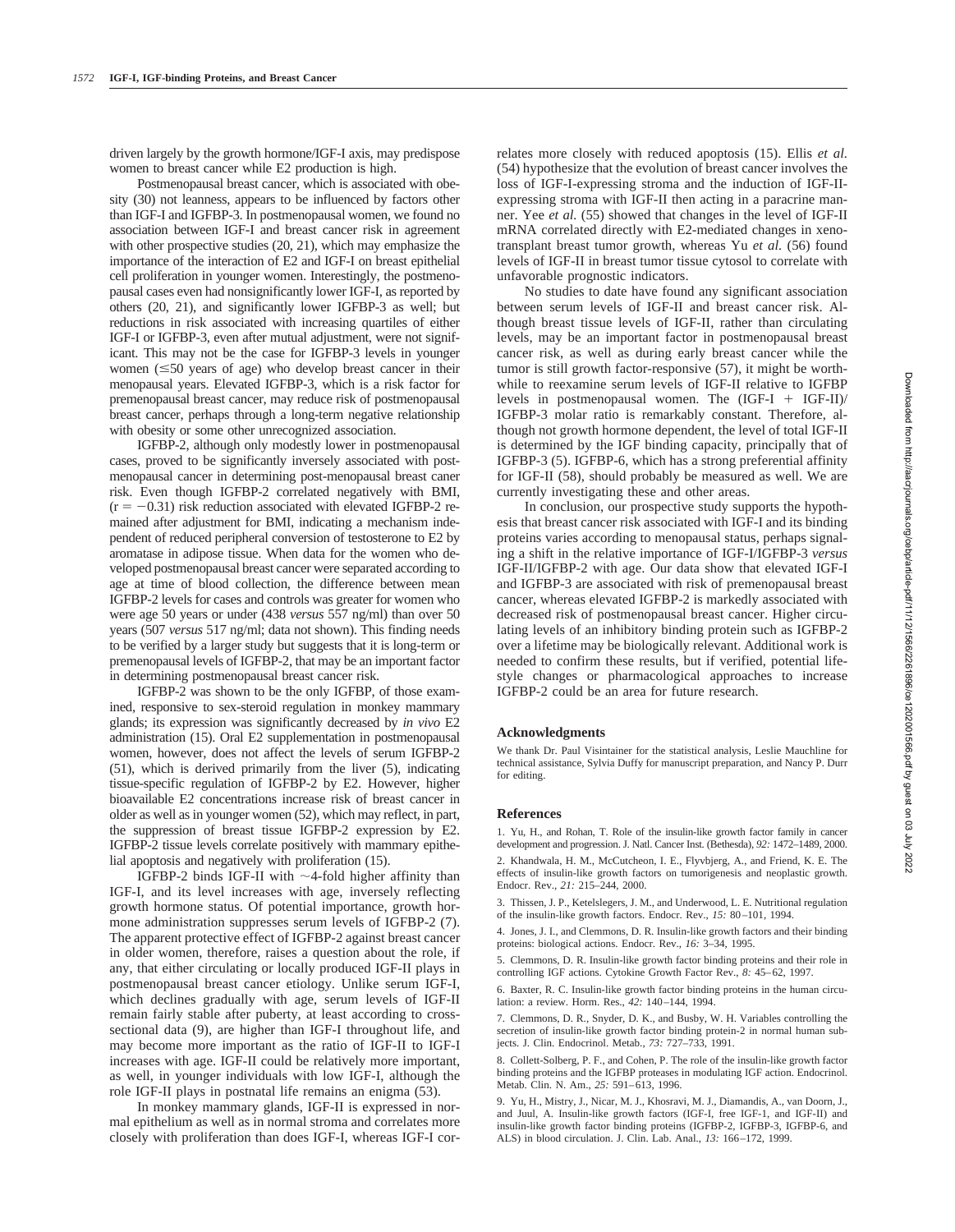driven largely by the growth hormone/IGF-I axis, may predispose women to breast cancer while E2 production is high.

Postmenopausal breast cancer, which is associated with obesity (30) not leanness, appears to be influenced by factors other than IGF-I and IGFBP-3. In postmenopausal women, we found no association between IGF-I and breast cancer risk in agreement with other prospective studies (20, 21), which may emphasize the importance of the interaction of E2 and IGF-I on breast epithelial cell proliferation in younger women. Interestingly, the postmenopausal cases even had nonsignificantly lower IGF-I, as reported by others (20, 21), and significantly lower IGFBP-3 as well; but reductions in risk associated with increasing quartiles of either IGF-I or IGFBP-3, even after mutual adjustment, were not significant. This may not be the case for IGFBP-3 levels in younger women (≤50 years of age) who develop breast cancer in their menopausal years. Elevated IGFBP-3, which is a risk factor for premenopausal breast cancer, may reduce risk of postmenopausal breast cancer, perhaps through a long-term negative relationship with obesity or some other unrecognized association.

IGFBP-2, although only modestly lower in postmenopausal cases, proved to be significantly inversely associated with postmenopausal cancer in determining post-menopausal breast caner risk. Even though IGFBP-2 correlated negatively with BMI, ($r = -0.31$) risk reduction associated with elevated IGFBP-2 remained after adjustment for BMI, indicating a mechanism independent of reduced peripheral conversion of testosterone to E2 by aromatase in adipose tissue. When data for the women who developed postmenopausal breast cancer were separated according to age at time of blood collection, the difference between mean IGFBP-2 levels for cases and controls was greater for women who were age 50 years or under (438 *versus* 557 ng/ml) than over 50 years (507 *versus* 517 ng/ml; data not shown). This finding needs to be verified by a larger study but suggests that it is long-term or premenopausal levels of IGFBP-2, that may be an important factor in determining postmenopausal breast cancer risk.

IGFBP-2 was shown to be the only IGFBP, of those examined, responsive to sex-steroid regulation in monkey mammary glands; its expression was significantly decreased by *in vivo* E2 administration (15). Oral E2 supplementation in postmenopausal women, however, does not affect the levels of serum IGFBP-2 (51), which is derived primarily from the liver (5), indicating tissue-specific regulation of IGFBP-2 by E2. However, higher bioavailable E2 concentrations increase risk of breast cancer in older as well as in younger women (52), which may reflect, in part, the suppression of breast tissue IGFBP-2 expression by E2. IGFBP-2 tissue levels correlate positively with mammary epithelial apoptosis and negatively with proliferation (15).

IGFBP-2 binds IGF-II with ~4-fold higher affinity than IGF-I, and its level increases with age, inversely reflecting growth hormone status. Of potential importance, growth hormone administration suppresses serum levels of IGFBP-2 (7). The apparent protective effect of IGFBP-2 against breast cancer in older women, therefore, raises a question about the role, if any, that either circulating or locally produced IGF-II plays in postmenopausal breast cancer etiology. Unlike serum IGF-I, which declines gradually with age, serum levels of IGF-II remain fairly stable after puberty, at least according to cross-sectional data (9), are higher than IGF-I throughout life, and may become more important as the ratio of IGF-II to IGF-I increases with age. IGF-II could be relatively more important, as well, in younger individuals with low IGF-I, although the role IGF-II plays in postnatal life remains an enigma (53).

In monkey mammary glands, IGF-II is expressed in normal epithelium as well as in normal stroma and correlates more closely with proliferation than does IGF-I, whereas IGF-I correlates more closely with reduced apoptosis (15). Ellis *et al.* (54) hypothesize that the evolution of breast cancer involves the loss of IGF-I-expressing stroma and the induction of IGF-II-expressing stroma with IGF-II then acting in a paracrine manner. Yee *et al.* (55) showed that changes in the level of IGF-II mRNA correlated directly with E2-mediated changes in xenotransplant breast tumor growth, whereas Yu *et al.* (56) found levels of IGF-II in breast tumor tissue cytosol to correlate with unfavorable prognostic indicators.

No studies to date have found any significant association between serum levels of IGF-II and breast cancer risk. Although breast tissue levels of IGF-II, rather than circulating levels, may be an important factor in postmenopausal breast cancer risk, as well as during early breast cancer while the tumor is still growth factor-responsive (57), it might be worthwhile to reexamine serum levels of IGF-II relative to IGFBP levels in postmenopausal women. The (IGF-I + IGF-II)/IGFBP-3 molar ratio is remarkably constant. Therefore, although not growth hormone dependent, the level of total IGF-II is determined by the IGF binding capacity, principally that of IGFBP-3 (5). IGFBP-6, which has a strong preferential affinity for IGF-II (58), should probably be measured as well. We are currently investigating these and other areas.

In conclusion, our prospective study supports the hypothesis that breast cancer risk associated with IGF-I and its binding proteins varies according to menopausal status, perhaps signaling a shift in the relative importance of IGF-I/IGFBP-3 *versus* IGF-II/IGFBP-2 with age. Our data show that elevated IGF-I and IGFBP-3 are associated with risk of premenopausal breast cancer, whereas elevated IGFBP-2 is markedly associated with decreased risk of postmenopausal breast cancer. Higher circulating levels of an inhibitory binding protein such as IGFBP-2 over a lifetime may be biologically relevant. Additional work is needed to confirm these results, but if verified, potential lifestyle changes or pharmacological approaches to increase IGFBP-2 could be an area for future research.

## Acknowledgments

We thank Dr. Paul Visintainer for the statistical analysis, Leslie Mauchline for technical assistance, Sylvia Duffy for manuscript preparation, and Nancy P. Durr for editing.

## References

1. Yu, H., and Rohan, T. Role of the insulin-like growth factor family in cancer development and progression. J. Natl. Cancer Inst. (Bethesda), *92:* 1472–1489, 2000.

2. Khandwala, H. M., McCutcheon, I. E., Flyvbjerg, A., and Friend, K. E. The effects of insulin-like growth factors on tumorigenesis and neoplastic growth. Endocr. Rev., *21:* 215–244, 2000.

3. Thissen, J. P., Ketelslegers, J. M., and Underwood, L. E. Nutritional regulation of the insulin-like growth factors. Endocr. Rev., *15:* 80–101, 1994.

4. Jones, J. I., and Clemmons, D. R. Insulin-like growth factors and their binding proteins: biological actions. Endocr. Rev., *16:* 3–34, 1995.

5. Clemmons, D. R. Insulin-like growth factor binding proteins and their role in controlling IGF actions. Cytokine Growth Factor Rev., *8:* 45–62, 1997.

6. Baxter, R. C. Insulin-like growth factor binding proteins in the human circulation: a review. Horm. Res., *42:* 140–144, 1994.

7. Clemmons, D. R., Snyder, D. K., and Busby, W. H. Variables controlling the secretion of insulin-like growth factor binding protein-2 in normal human subjects. J. Clin. Endocrinol. Metab., *73:* 727–733, 1991.

8. Collett-Solberg, P. F., and Cohen, P. The role of the insulin-like growth factor binding proteins and the IGFBP proteases in modulating IGF action. Endocrinol. Metab. Clin. N. Am., *25:* 591–613, 1996.

9. Yu, H., Mistry, J., Nicar, M. J., Khosravi, M. J., Diamandis, A., van Doorn, J., and Juul, A. Insulin-like growth factors (IGF-I, free IGF-1, and IGF-II) and insulin-like growth factor binding proteins (IGFBP-2, IGFBP-3, IGFBP-6, and ALS) in blood circulation. J. Clin. Lab. Anal., *13:* 166–172, 1999.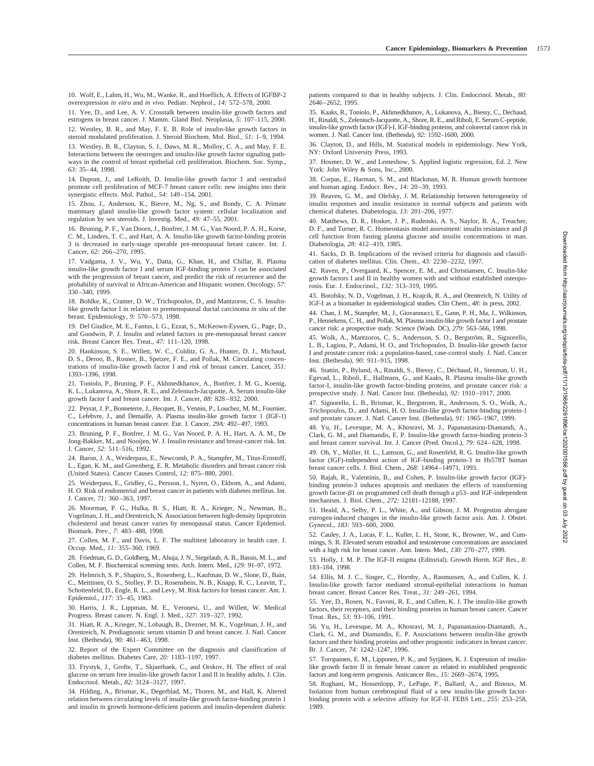10. Wolf, E., Lahm, H., Wu, M., Wanke, R., and Hoeflich, A. Effects of IGFBP-2 overexpression *in vitro* and *in vivo.* Pediatr. Nephrol., *14:* 572–578, 2000.

11. Yee, D., and Lee, A. V. Crosstalk between insulin-like growth factors and estrogens in breast cancer. J. Mamm. Gland Biol. Neoplasia, *5:* 107–115, 2000.

12. Westley, B. R., and May, F. E. B. Role of insulin-like growth factors in steroid modulated proliferation. J. Steroid Biochem. Mol. Biol., *51:* 1–9, 1994.

13. Westley, B. R., Clayton, S. J., Daws, M. R., Molloy, C. A., and May, F. E. Interactions between the oestrogen and insulin-like growth factor signaling pathways in the control of breast epithelial cell proliferation. Biochem. Soc. Symp., *63:* 35–44, 1998.

14. Dupont, J., and LeRoith, D. Insulin-like growth factor 1 and oestradiol promote cell proliferation of MCF-7 breast cancer cells: new insights into their synergistic effects. Mol. Pathol., *54:* 149–154, 2001.

15. Zhou, J., Anderson, K., Bievre, M., Ng, S., and Bondy, C. A. Primate mammary gland insulin-like growth factor system: cellular localization and regulation by sex steroids. J. Investig. Med., *49:* 47–55, 2001.

16. Bruning, P. F., Van Doorn, J., Bonfrer, J. M. G., Van Noord, P. A. H., Korse, C. M., Linders, T. C., and Hart, A. A. Insulin-like growth factor-binding protein 3 is decreased in early-stage operable pre-menopausal breast cancer. Int. J. Cancer, *62:* 266–270, 1995.

17. Vadgama, J. V., Wu, Y., Datta, G., Khan, H., and Chillar, R. Plasma insulin-like growth factor I and serum IGF-binding protein 3 can be associated with the progression of breast cancer, and predict the risk of recurrence and the probability of survival in African-American and Hispanic women. Oncology, *57:* 330–340, 1999.

18. Bohlke, K., Cramer, D. W., Trichopoulos, D., and Mantzoros, C. S. Insulin-like growth factor I in relation to premenopausal ductal carcinoma *in situ* of the breast. Epidemiology, *9:* 570–573, 1998.

19. Del Giudice, M. E., Fantus, I. G., Ezzat, S., McKeown-Eyssen, G., Page, D., and Goodwin, P. J. Insulin and related factors in pre-menopausal breast cancer risk. Breast Cancer Res. Treat., *47:* 111–120, 1998.

20. Hankinson, S. E., Willett, W. C., Colditz, G. A., Hunter, D. J., Michaud, D. S., Deroo, B., Rosner, B., Speizer, F. E., and Pollak, M. Circulating concentrations of insulin-like growth factor I and risk of breast cancer. Lancet, *351:* 1393–1396, 1998.

21. Toniolo, P., Bruning, P. F., Akhmedkhanov, A., Bonfrer, J. M. G., Koenig, K. L., Lukanova, A., Shore, R. E., and Zeleniuch-Jacquotte, A. Serum insulin-like growth factor I and breast cancer. Int. J. Cancer, *88:* 828–832, 2000.

22. Peyrat, J. P., Bonneterre, J., Hecquet, B., Vennin, P., Louchez, M. M., Fournier, C., Lefebvre, J., and Demaille, A. Plasma insulin-like growth factor 1 (IGF-1) concentrations in human breast cancer. Eur. J. Cancer, *29A:* 492–497, 1993.

23. Bruning, P. F., Bonfrer, J. M. G., Van Noord, P. A. H., Hart, A. A. M., De Jong-Bakker, M., and Nooijen, W. J. Insulin resistance and breast-cancer risk. Int. J. Cancer, *52:* 511–516, 1992.

24. Baron, J. A., Weiderpass, E., Newcomb, P. A., Stampfer, M., Titus-Ernstoff, L., Egan, K. M., and Greenberg, E. R. Metabolic disorders and breast cancer risk (United States). Cancer Causes Control, *12:* 875–880, 2001.

25. Weiderpass, E., Gridley, G., Persson, I., Nyren, O., Ekbom, A., and Adami, H. O. Risk of endometrial and breast cancer in patients with diabetes mellitus. Int. J. Cancer, *71:* 360–363, 1997.

26. Moorman, P. G., Hulka, B. S., Hiatt, R. A., Krieger, N., Newman, B., Vogelman, J. H., and Orentreich, N. Association between high-density lipoprotein cholesterol and breast cancer varies by menopausal status. Cancer Epidemiol. Biomark. Prev., *7:* 483–488, 1998.

27. Collen, M. F., and Davis, L. F. The multitest laboratory in health care. J. Occup. Med., *11:* 355–360, 1969.

28. Friedman, G. D., Goldberg, M., Ahuja, J. N., Siegelaub, A. B., Bassis, M. L., and Collen, M. F. Biochemical screening tests. Arch. Intern. Med., *129:* 91–97, 1972.

29. Helmrich, S. P., Shapiro, S., Rosenberg, L., Kaufman, D. W., Slone, D., Bain, C., Meittinen, O. S., Stolley, P. D., Rosenshein, N. B., Knapp, R. C., Leavitt, T., Schottenfeld, D., Engle, R. L., and Levy, M. Risk factors for breast cancer. Am. J. Epidemiol., *117:* 35–45, 1983.

30. Harris, J. R., Lippman, M. E., Veronesi, U., and Willett, W. Medical Progress. Breast cancer. N. Engl. J. Med., *327:* 319–327, 1992.

31. Hiatt, R. A., Krieger, N., Lobaugh, B., Drezner, M. K., Vogelman, J. H., and Orentreich, N. Prediagnostic serum vitamin D and breast cancer. J. Natl. Cancer Inst. (Bethesda), *90:* 461–463, 1998.

32. Report of the Expert Committee on the diagnosis and classification of diabetes mellitus. Diabetes Care, *20:* 1183–1197, 1997.

33. Frystyk, J., Grofte, T., Skjaerbaek, C., and Orskov, H. The effect of oral glucose on serum free insulin-like growth factor I and II in healthy adults. J. Clin. Endocrinol. Metab., *82:* 3124–3127, 1997.

34. Hilding, A., Brismar, K., Degerblad, M., Thoren, M., and Hall, K. Altered relation between circulating levels of insulin-like growth factor-binding protein 1 and insulin in growth hormone-deficient patients and insulin-dependent diabetic patients compared to that in healthy subjects. J. Clin. Endocrinol. Metab., *80:* 2646–2652, 1995.

35. Kaaks, R., Toniolo, P., Akhmedkhanov, A., Lukanova, A., Biessy, C., Dechaud, H., Rinaldi, S., Zeleniuch-Jacquotte, A., Shore, R. E., and Riboli, E. Serum C-peptide, insulin-like growth factor (IGF)-I, IGF-binding proteins, and colorectal cancer risk in women. J. Natl. Cancer Inst. (Bethesda), *92:* 1592–1600, 2000.

36. Clayton, D., and Hills, M. Statistical models in epidemiology. New York, NY: Oxford University Press, 1993.

37. Hosmer, D. W., and Lemeshow, S. Applied logistic regression, Ed. 2. New York: John Wiley & Sons, Inc., 2000.

38. Corpas, E., Harman, S. M., and Blackman, M. R. Human growth hormone and human aging. Endocr. Rev., *14:* 20–39, 1993.

39. Reaven, G. M., and Olefsky, J. M. Relationship between heterogeneity of insulin responses and insulin resistance in normal subjects and patients with chemical diabetes. Diabetologia, *13:* 201–206, 1977.

40. Matthews, D. R., Hosker, J. P., Rudenski, A. S., Naylor, B. A., Treacher, D. F., and Turner, R. C. Homeostasis model assessment: insulin resistance and $\beta$ cell function from fasting plasma glucose and insulin concentrations in man. Diabetologia, *28:* 412–419, 1985.

41. Sacks, D. B. Implications of the revised criteria for diagnosis and classification of diabetes mellitus. Clin. Chem., *43:* 2230–2232, 1997.

42. Raven, P., Overgaard, K., Spencer, E. M., and Christiansen, C. Insulin-like growth factors I and II in healthy women with and without established osteoporosis. Eur. J. Endocrinol., *132:* 313–319, 1995.

43. Borofsky, N. D., Vogelman, J. H., Krajcik, R. A., and Orentreich, N. Utility of IGF-I as a biomarker in epidemiological studies. Clin Chem., *48:* in press, 2002.

44. Chan, J. M., Stampfer, M. J., Giovannucci, E., Gann, P. H., Ma, J., Wilkinson, P., Hennekens, C. H., and Pollak, M. Plasma insulin-like growth factor I and prostate cancer risk: a prospective study. Science (Wash. DC), *279:* 563–566, 1998.

45. Wolk, A., Mantzoros, C. S., Andersson, S. O., Bergström, R., Signorello, L. B., Lagiou, P., Adami, H. O., and Trichopoulos, D. Insulin-like growth factor I and prostate cancer risk: a population-based, case-control study. J. Natl. Cancer Inst. (Bethesda), *90:* 911–915, 1998.

46. Stattin, P., Bylund, A., Rinaldi, S., Biessy, C., Déchaud, H., Stenman, U. H., Egevad, L., Riboli, E., Hallmans, G., and Kaaks, R. Plasma insulin-like growth factor-I, insulin-like growth factor-binding proteins, and prostate cancer risk: a prospective study. J. Natl. Cancer Inst. (Bethesda), *92:* 1910–1917, 2000.

47. Signorello, L. B., Brismar, K., Bergstrom, R., Andersson, S. O., Wolk, A., Trichopoulos, D., and Adami, H. O. Insulin-like growth factor-binding protein-1 and prostate cancer. J. Natl. Cancer Inst. (Bethesda), *91:* 1965–1967, 1999.

48. Yu, H., Levesque, M. A., Khosravi, M. J., Papanastasiou-Diamandi, A., Clark, G. M., and Diamandis, E. P. Insulin-like growth factor-binding protein-3 and breast cancer survival. Int. J. Cancer (Pred. Oncol.), *79:* 624–628, 1998.

49. Oh, Y., Müller, H. L., Lamson, G., and Rosenfeld, R. G. Insulin-like growth factor (IGF)-independent action of IGF-binding protein-3 in Hs578T human breast cancer cells. J. Biol. Chem., *268:* 14964–14971, 1993.

50. Rajah, R., Valentinis, B., and Cohen, P. Insulin-like growth factor (IGF)-binding protein-3 induces apoptosis and mediates the effects of transforming growth factor-$\beta$1 on programmed cell death through a p53- and IGF-independent mechanism. J. Biol. Chem., *272:* 12181–12188, 1997.

51. Heald, A., Selby, P. L., White, A., and Gibson, J. M. Progestins abrogate estrogen-induced changes in the insulin-like growth factor axis. Am. J. Obstet. Gynecol., *183:* 593–600, 2000.

52. Cauley, J. A., Lucas, F. L., Kuller, L. H., Stone, K., Browner, W., and Cummings, S. R. Elevated serum estradiol and testosterone concentrations are associated with a high risk for breast cancer. Ann. Intern. Med., *130:* 270–277, 1999.

53. Holly, J. M. P. The IGF-II enigma (Editorial). Growth Horm. IGF Res., *8:* 183–184, 1998.

54. Ellis, M. J. C., Singer, C., Hornby, A., Rasmussen, A., and Cullen, K. J. Insulin-like growth factor mediated stromal-epithelial interactions in human breast cancer. Breast Cancer Res. Treat., *31:* 249–261, 1994.

55. Yee, D., Rosen, N., Favoni, R. E., and Cullen, K. J. The insulin-like growth factors, their receptors, and their binding proteins in human breast cancer. Cancer Treat. Res., *53:* 93–106, 1991.

56. Yu, H., Levesque, M. A., Khosravi, M. J., Papanastasiou-Diamandi, A., Clark, G. M., and Diamandis, E. P. Associations between insulin-like growth factors and their binding proteins and other prognostic indicators in breast cancer. Br. J. Cancer, *74:* 1242–1247, 1996.

57. Toropainen, E. M., Lipponen, P. K., and Syrjänen, K. J. Expression of insulin-like growth factor II in female breast cancer as related to established prognostic factors and long-term prognosis. Anticancer Res., *15:* 2669–2674, 1995.

58. Roghani, M., Hossenlopp, P., LePage, P., Ballard, A., and Binoux, M. Isolation from human cerebrospinal fluid of a new insulin-like growth factor-binding protein with a selective affinity for IGF-II. FEBS Lett., *255:* 253–258, 1989.